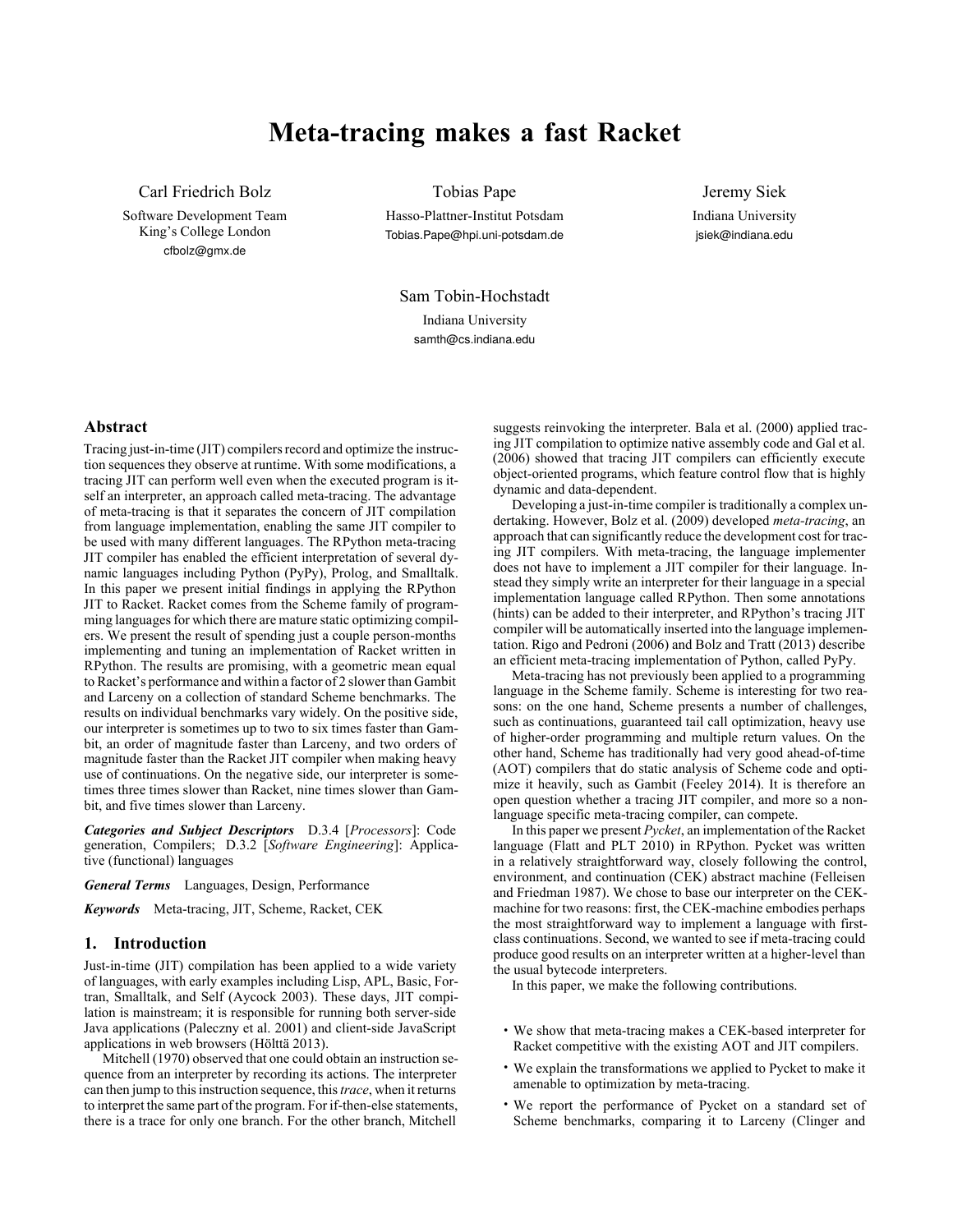# Meta-tracing makes a fast Racket

Carl Friedrich Bolz
Software Development Team
King's College London
cfbolz@gmx.de

Tobias Pape
Hasso-Plattner-Institut Potsdam
Tobias.Pape@hpi.uni-potsdam.de

Jeremy Siek
Indiana University
jsiek@indiana.edu

Sam Tobin-Hochstadt
Indiana University
samth@cs.indiana.edu

## Abstract

Tracing just-in-time (JIT) compilers record and optimize the instruction sequences they observe at runtime. With some modifications, a tracing JIT can perform well even when the executed program is itself an interpreter, an approach called meta-tracing. The advantage of meta-tracing is that it separates the concern of JIT compilation from language implementation, enabling the same JIT compiler to be used with many different languages. The RPython meta-tracing JIT compiler has enabled the efficient interpretation of several dynamic languages including Python (PyPy), Prolog, and Smalltalk. In this paper we present initial findings in applying the RPython JIT to Racket. Racket comes from the Scheme family of programming languages for which there are mature static optimizing compilers. We present the result of spending just a couple person-months implementing and tuning an implementation of Racket written in RPython. The results are promising, with a geometric mean equal to Racket's performance and within a factor of 2 slower than Gambit and Larceny on a collection of standard Scheme benchmarks. The results on individual benchmarks vary widely. On the positive side, our interpreter is sometimes up to two to six times faster than Gambit, an order of magnitude faster than Larceny, and two orders of magnitude faster than the Racket JIT compiler when making heavy use of continuations. On the negative side, our interpreter is sometimes three times slower than Racket, nine times slower than Gambit, and five times slower than Larceny.

***Categories and Subject Descriptors*** D.3.4 [*Processors*]: Code generation, Compilers; D.3.2 [*Software Engineering*]: Applicative (functional) languages

***General Terms*** Languages, Design, Performance

***Keywords*** Meta-tracing, JIT, Scheme, Racket, CEK

## 1. Introduction

Just-in-time (JIT) compilation has been applied to a wide variety of languages, with early examples including Lisp, APL, Basic, Fortran, Smalltalk, and Self (Aycock 2003). These days, JIT compilation is mainstream; it is responsible for running both server-side Java applications (Paleczny et al. 2001) and client-side JavaScript applications in web browsers (Hölttä 2013).

Mitchell (1970) observed that one could obtain an instruction sequence from an interpreter by recording its actions. The interpreter can then jump to this instruction sequence, this *trace*, when it returns to interpret the same part of the program. For if-then-else statements, there is a trace for only one branch. For the other branch, Mitchell suggests reinvoking the interpreter. Bala et al. (2000) applied tracing JIT compilation to optimize native assembly code and Gal et al. (2006) showed that tracing JIT compilers can efficiently execute object-oriented programs, which feature control flow that is highly dynamic and data-dependent.

Developing a just-in-time compiler is traditionally a complex undertaking. However, Bolz et al. (2009) developed *meta-tracing*, an approach that can significantly reduce the development cost for tracing JIT compilers. With meta-tracing, the language implementer does not have to implement a JIT compiler for their language. Instead they simply write an interpreter for their language in a special implementation language called RPython. Then some annotations (hints) can be added to their interpreter, and RPython's tracing JIT compiler will be automatically inserted into the language implementation. Rigo and Pedroni (2006) and Bolz and Tratt (2013) describe an efficient meta-tracing implementation of Python, called PyPy.

Meta-tracing has not previously been applied to a programming language in the Scheme family. Scheme is interesting for two reasons: on the one hand, Scheme presents a number of challenges, such as continuations, guaranteed tail call optimization, heavy use of higher-order programming and multiple return values. On the other hand, Scheme has traditionally had very good ahead-of-time (AOT) compilers that do static analysis of Scheme code and optimize it heavily, such as Gambit (Feeley 2014). It is therefore an open question whether a tracing JIT compiler, and more so a non-language specific meta-tracing compiler, can compete.

In this paper we present *Pycket*, an implementation of the Racket language (Flatt and PLT 2010) in RPython. Pycket was written in a relatively straightforward way, closely following the control, environment, and continuation (CEK) abstract machine (Felleisen and Friedman 1987). We chose to base our interpreter on the CEK-machine for two reasons: first, the CEK-machine embodies perhaps the most straightforward way to implement a language with first-class continuations. Second, we wanted to see if meta-tracing could produce good results on an interpreter written at a higher-level than the usual bytecode interpreters.

In this paper, we make the following contributions.

- We show that meta-tracing makes a CEK-based interpreter for Racket competitive with the existing AOT and JIT compilers.
- We explain the transformations we applied to Pycket to make it amenable to optimization by meta-tracing.
- We report the performance of Pycket on a standard set of Scheme benchmarks, comparing it to Larceny (Clinger and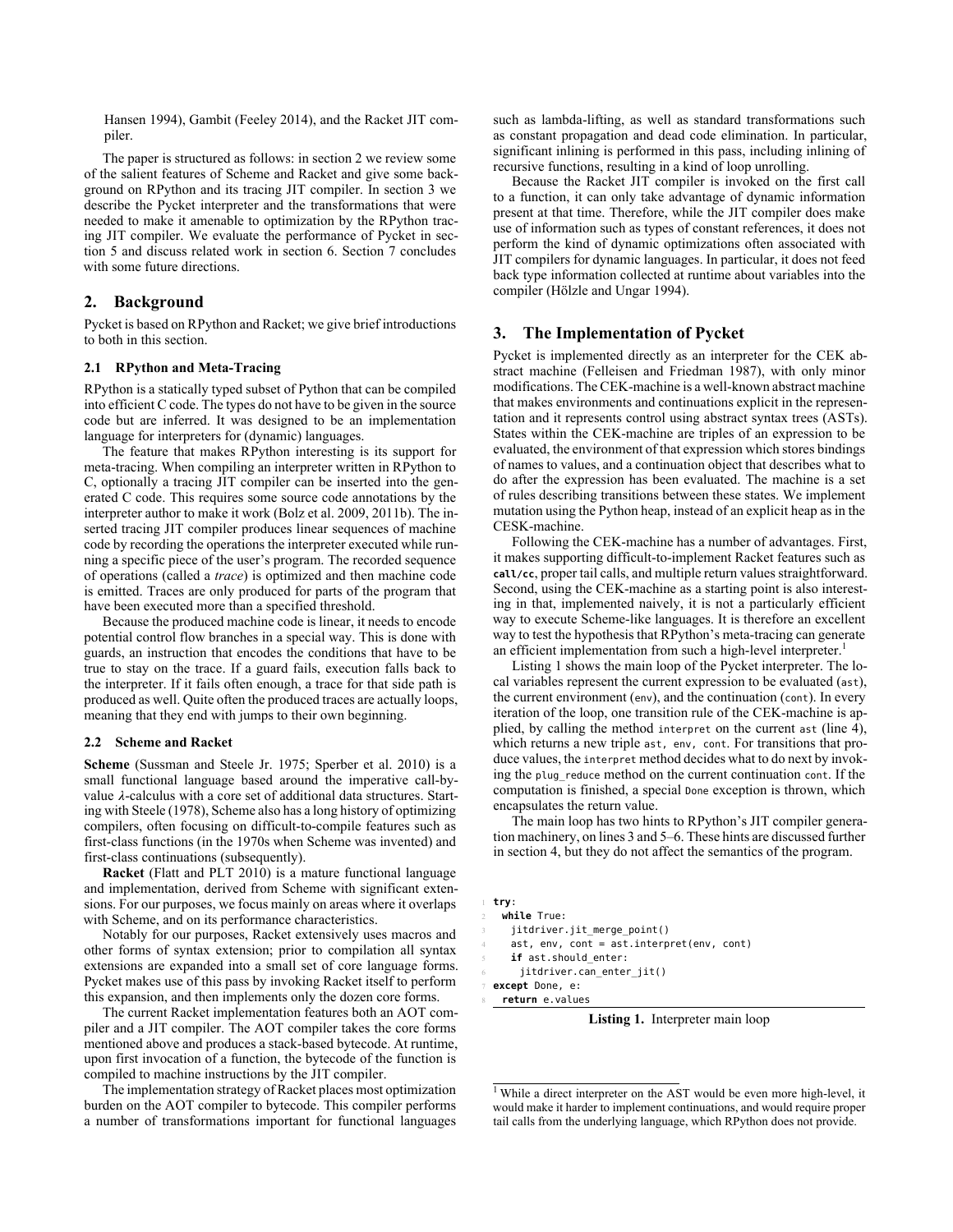Hansen 1994), Gambit (Feeley 2014), and the Racket JIT compiler.

The paper is structured as follows: in section 2 we review some of the salient features of Scheme and Racket and give some background on RPython and its tracing JIT compiler. In section 3 we describe the Pycket interpreter and the transformations that were needed to make it amenable to optimization by the RPython tracing JIT compiler. We evaluate the performance of Pycket in section 5 and discuss related work in section 6. Section 7 concludes with some future directions.

## 2. Background

Pycket is based on RPython and Racket; we give brief introductions to both in this section.

### 2.1 RPython and Meta-Tracing

RPython is a statically typed subset of Python that can be compiled into efficient C code. The types do not have to be given in the source code but are inferred. It was designed to be an implementation language for interpreters for (dynamic) languages.

The feature that makes RPython interesting is its support for meta-tracing. When compiling an interpreter written in RPython to C, optionally a tracing JIT compiler can be inserted into the generated C code. This requires some source code annotations by the interpreter author to make it work (Bolz et al. 2009, 2011b). The inserted tracing JIT compiler produces linear sequences of machine code by recording the operations the interpreter executed while running a specific piece of the user's program. The recorded sequence of operations (called a *trace*) is optimized and then machine code is emitted. Traces are only produced for parts of the program that have been executed more than a specified threshold.

Because the produced machine code is linear, it needs to encode potential control flow branches in a special way. This is done with guards, an instruction that encodes the conditions that have to be true to stay on the trace. If a guard fails, execution falls back to the interpreter. If it fails often enough, a trace for that side path is produced as well. Quite often the produced traces are actually loops, meaning that they end with jumps to their own beginning.

### 2.2 Scheme and Racket

**Scheme** (Sussman and Steele Jr. 1975; Sperber et al. 2010) is a small functional language based around the imperative call-by-value $\lambda$-calculus with a core set of additional data structures. Starting with Steele (1978), Scheme also has a long history of optimizing compilers, often focusing on difficult-to-compile features such as first-class functions (in the 1970s when Scheme was invented) and first-class continuations (subsequently).

**Racket** (Flatt and PLT 2010) is a mature functional language and implementation, derived from Scheme with significant extensions. For our purposes, we focus mainly on areas where it overlaps with Scheme, and on its performance characteristics.

Notably for our purposes, Racket extensively uses macros and other forms of syntax extension; prior to compilation all syntax extensions are expanded into a small set of core language forms. Pycket makes use of this pass by invoking Racket itself to perform this expansion, and then implements only the dozen core forms.

The current Racket implementation features both an AOT compiler and a JIT compiler. The AOT compiler takes the core forms mentioned above and produces a stack-based bytecode. At runtime, upon first invocation of a function, the bytecode of the function is compiled to machine instructions by the JIT compiler.

The implementation strategy of Racket places most optimization burden on the AOT compiler to bytecode. This compiler performs a number of transformations important for functional languages such as lambda-lifting, as well as standard transformations such as constant propagation and dead code elimination. In particular, significant inlining is performed in this pass, including inlining of recursive functions, resulting in a kind of loop unrolling.

Because the Racket JIT compiler is invoked on the first call to a function, it can only take advantage of dynamic information present at that time. Therefore, while the JIT compiler does make use of information such as types of constant references, it does not perform the kind of dynamic optimizations often associated with JIT compilers for dynamic languages. In particular, it does not feed back type information collected at runtime about variables into the compiler (Hölzle and Ungar 1994).

## 3. The Implementation of Pycket

Pycket is implemented directly as an interpreter for the CEK abstract machine (Felleisen and Friedman 1987), with only minor modifications. The CEK-machine is a well-known abstract machine that makes environments and continuations explicit in the representation and it represents control using abstract syntax trees (ASTs). States within the CEK-machine are triples of an expression to be evaluated, the environment of that expression which stores bindings of names to values, and a continuation object that describes what to do after the expression has been evaluated. The machine is a set of rules describing transitions between these states. We implement mutation using the Python heap, instead of an explicit heap as in the CESK-machine.

Following the CEK-machine has a number of advantages. First, it makes supporting difficult-to-implement Racket features such as `call/cc`, proper tail calls, and multiple return values straightforward. Second, using the CEK-machine as a starting point is also interesting in that, implemented naively, it is not a particularly efficient way to execute Scheme-like languages. It is therefore an excellent way to test the hypothesis that RPython's meta-tracing can generate an efficient implementation from such a high-level interpreter.[1]

Listing 1 shows the main loop of the Pycket interpreter. The local variables represent the current expression to be evaluated (`ast`), the current environment (`env`), and the continuation (`cont`). In every iteration of the loop, one transition rule of the CEK-machine is applied, by calling the method `interpret` on the current `ast` (line 4), which returns a new triple `ast, env, cont`. For transitions that produce values, the `interpret` method decides what to do next by invoking the `plug_reduce` method on the current continuation `cont`. If the computation is finished, a special `Done` exception is thrown, which encapsulates the return value.

The main loop has two hints to RPython's JIT compiler generation machinery, on lines 3 and 5–6. These hints are discussed further in section 4, but they do not affect the semantics of the program.

```
1 try:
2   while True:
3     jitdriver.jit_merge_point()
4     ast, env, cont = ast.interpret(env, cont)
5     if ast.should_enter:
6       jitdriver.can_enter_jit()
7 except Done, e:
8   return e.values
```

**Listing 1.** Interpreter main loop

[1] While a direct interpreter on the AST would be even more high-level, it would make it harder to implement continuations, and would require proper tail calls from the underlying language, which RPython does not provide.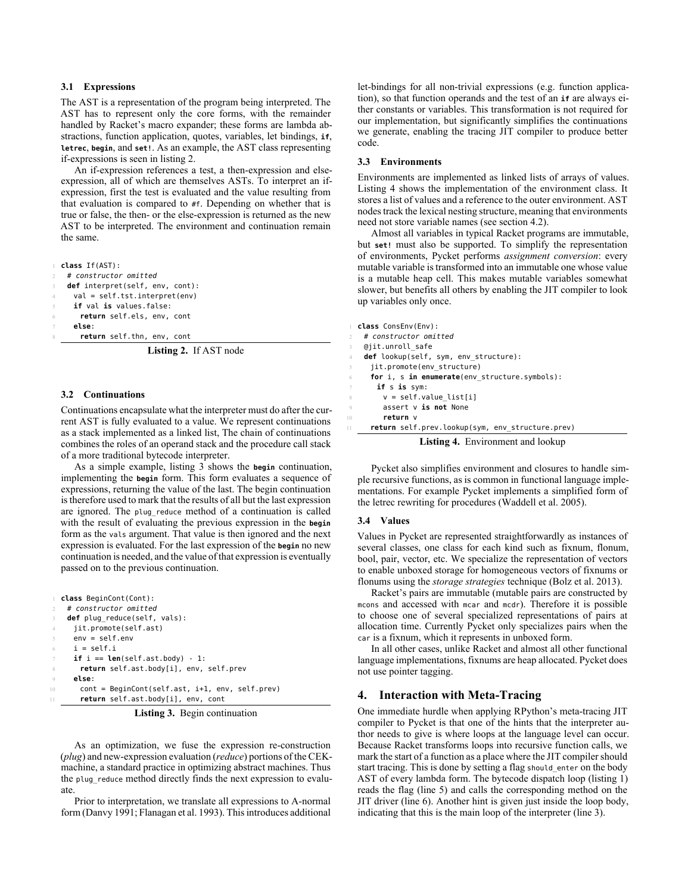### 3.1 Expressions

The AST is a representation of the program being interpreted. The AST has to represent only the core forms, with the remainder handled by Racket's macro expander; these forms are lambda abstractions, function application, quotes, variables, let bindings, **if**, **letrec**, **begin**, and **set!**. As an example, the AST class representing if-expressions is seen in listing 2.

An if-expression references a test, a then-expression and else-expression, all of which are themselves ASTs. To interpret an if-expression, first the test is evaluated and the value resulting from that evaluation is compared to `#f`. Depending on whether that is true or false, the then- or the else-expression is returned as the new AST to be interpreted. The environment and continuation remain the same.

```
class If(AST):
  # constructor omitted
  def interpret(self, env, cont):
    val = self.tst.interpret(env)
    if val is values.false:
      return self.els, env, cont
    else:
      return self.thn, env, cont
```

**Listing 2.** If AST node

### 3.2 Continuations

Continuations encapsulate what the interpreter must do after the current AST is fully evaluated to a value. We represent continuations as a stack implemented as a linked list, The chain of continuations combines the roles of an operand stack and the procedure call stack of a more traditional bytecode interpreter.

As a simple example, listing 3 shows the **begin** continuation, implementing the **begin** form. This form evaluates a sequence of expressions, returning the value of the last. The begin continuation is therefore used to mark that the results of all but the last expression are ignored. The `plug_reduce` method of a continuation is called with the result of evaluating the previous expression in the **begin** form as the `vals` argument. That value is then ignored and the next expression is evaluated. For the last expression of the **begin** no new continuation is needed, and the value of that expression is eventually passed on to the previous continuation.

```
class BeginCont(Cont):
  # constructor omitted
  def plug_reduce(self, vals):
    jit.promote(self.ast)
    env = self.env
    i = self.i
    if i == len(self.ast.body) - 1:
      return self.ast.body[i], env, self.prev
    else:
      cont = BeginCont(self.ast, i+1, env, self.prev)
      return self.ast.body[i], env, cont
```

**Listing 3.** Begin continuation

As an optimization, we fuse the expression re-construction (*plug*) and new-expression evaluation (*reduce*) portions of the CEK-machine, a standard practice in optimizing abstract machines. Thus the `plug_reduce` method directly finds the next expression to evaluate.

Prior to interpretation, we translate all expressions to A-normal form (Danvy 1991; Flanagan et al. 1993). This introduces additional let-bindings for all non-trivial expressions (e.g. function application), so that function operands and the test of an **if** are always either constants or variables. This transformation is not required for our implementation, but significantly simplifies the continuations we generate, enabling the tracing JIT compiler to produce better code.

### 3.3 Environments

Environments are implemented as linked lists of arrays of values. Listing 4 shows the implementation of the environment class. It stores a list of values and a reference to the outer environment. AST nodes track the lexical nesting structure, meaning that environments need not store variable names (see section 4.2).

Almost all variables in typical Racket programs are immutable, but **set!** must also be supported. To simplify the representation of environments, Pycket performs *assignment conversion*: every mutable variable is transformed into an immutable one whose value is a mutable heap cell. This makes mutable variables somewhat slower, but benefits all others by enabling the JIT compiler to look up variables only once.

```
class ConsEnv(Env):
  # constructor omitted
  @jit.unroll_safe
  def lookup(self, sym, env_structure):
    jit.promote(env_structure)
    for i, s in enumerate(env_structure.symbols):
      if s is sym:
        v = self.value_list[i]
        assert v is not None
        return v
    return self.prev.lookup(sym, env_structure.prev)
```

**Listing 4.** Environment and lookup

Pycket also simplifies environment and closures to handle simple recursive functions, as is common in functional language implementations. For example Pycket implements a simplified form of the letrec rewriting for procedures (Waddell et al. 2005).

### 3.4 Values

Values in Pycket are represented straightforwardly as instances of several classes, one class for each kind such as fixnum, flonum, bool, pair, vector, etc. We specialize the representation of vectors to enable unboxed storage for homogeneous vectors of fixnums or flonums using the *storage strategies* technique (Bolz et al. 2013).

Racket's pairs are immutable (mutable pairs are constructed by `mcons` and accessed with `mcar` and `mcdr`). Therefore it is possible to choose one of several specialized representations of pairs at allocation time. Currently Pycket only specializes pairs when the `car` is a fixnum, which it represents in unboxed form.

In all other cases, unlike Racket and almost all other functional language implementations, fixnums are heap allocated. Pycket does not use pointer tagging.

## 4. Interaction with Meta-Tracing

One immediate hurdle when applying RPython's meta-tracing JIT compiler to Pycket is that one of the hints that the interpreter author needs to give is where loops at the language level can occur. Because Racket transforms loops into recursive function calls, we mark the start of a function as a place where the JIT compiler should start tracing. This is done by setting a flag `should_enter` on the body AST of every lambda form. The bytecode dispatch loop (listing 1) reads the flag (line 5) and calls the corresponding method on the JIT driver (line 6). Another hint is given just inside the loop body, indicating that this is the main loop of the interpreter (line 3).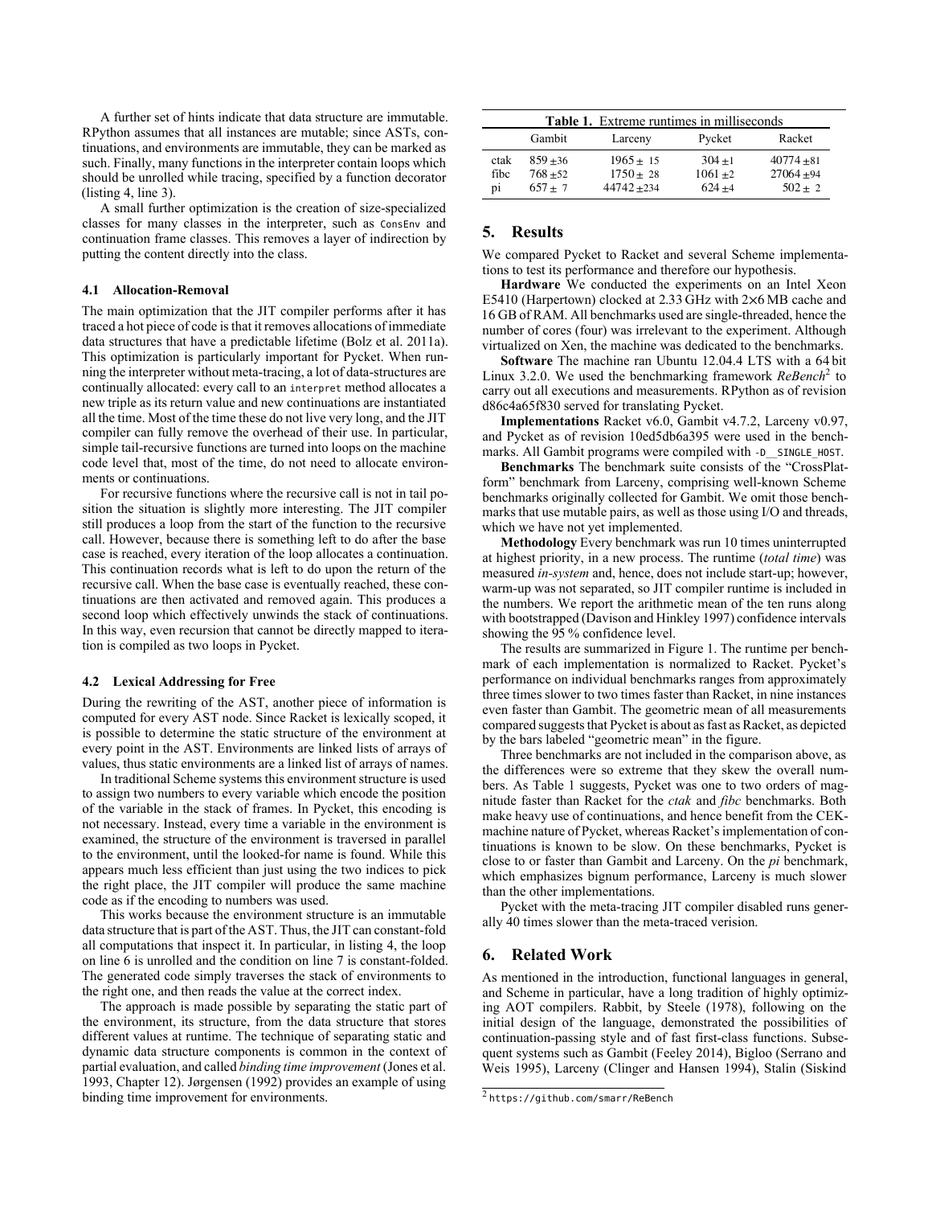A further set of hints indicate that data structure are immutable. RPython assumes that all instances are mutable; since ASTs, continuations, and environments are immutable, they can be marked as such. Finally, many functions in the interpreter contain loops which should be unrolled while tracing, specified by a function decorator (listing 4, line 3).

A small further optimization is the creation of size-specialized classes for many classes in the interpreter, such as `ConsEnv` and continuation frame classes. This removes a layer of indirection by putting the content directly into the class.

### 4.1 Allocation-Removal

The main optimization that the JIT compiler performs after it has traced a hot piece of code is that it removes allocations of immediate data structures that have a predictable lifetime (Bolz et al. 2011a). This optimization is particularly important for Pycket. When running the interpreter without meta-tracing, a lot of data-structures are continually allocated: every call to an `interpret` method allocates a new triple as its return value and new continuations are instantiated all the time. Most of the time these do not live very long, and the JIT compiler can fully remove the overhead of their use. In particular, simple tail-recursive functions are turned into loops on the machine code level that, most of the time, do not need to allocate environments or continuations.

For recursive functions where the recursive call is not in tail position the situation is slightly more interesting. The JIT compiler still produces a loop from the start of the function to the recursive call. However, because there is something left to do after the base case is reached, every iteration of the loop allocates a continuation. This continuation records what is left to do upon the return of the recursive call. When the base case is eventually reached, these continuations are then activated and removed again. This produces a second loop which effectively unwinds the stack of continuations. In this way, even recursion that cannot be directly mapped to iteration is compiled as two loops in Pycket.

### 4.2 Lexical Addressing for Free

During the rewriting of the AST, another piece of information is computed for every AST node. Since Racket is lexically scoped, it is possible to determine the static structure of the environment at every point in the AST. Environments are linked lists of arrays of values, thus static environments are a linked list of arrays of names.

In traditional Scheme systems this environment structure is used to assign two numbers to every variable which encode the position of the variable in the stack of frames. In Pycket, this encoding is not necessary. Instead, every time a variable in the environment is examined, the structure of the environment is traversed in parallel to the environment, until the looked-for name is found. While this appears much less efficient than just using the two indices to pick the right place, the JIT compiler will produce the same machine code as if the encoding to numbers was used.

This works because the environment structure is an immutable data structure that is part of the AST. Thus, the JIT can constant-fold all computations that inspect it. In particular, in listing 4, the loop on line 6 is unrolled and the condition on line 7 is constant-folded. The generated code simply traverses the stack of environments to the right one, and then reads the value at the correct index.

The approach is made possible by separating the static part of the environment, its structure, from the data structure that stores different values at runtime. The technique of separating static and dynamic data structure components is common in the context of partial evaluation, and called *binding time improvement* (Jones et al. 1993, Chapter 12). Jørgensen (1992) provides an example of using binding time improvement for environments.

**Table 1.** Extreme runtimes in milliseconds

| | Gambit | Larceny | Pycket | Racket |
|---|---|---|---|---|
| ctak | 859 ±36 | 1965 ± 15 | 304 ±1 | 40774 ±81 |
| fibc | 768 ±52 | 1750 ± 28 | 1061 ±2 | 27064 ±94 |
| pi | 657 ± 7 | 44742 ±234 | 624 ±4 | 502 ± 2 |

## 5. Results

We compared Pycket to Racket and several Scheme implementations to test its performance and therefore our hypothesis.

**Hardware** We conducted the experiments on an Intel Xeon E5410 (Harpertown) clocked at 2.33 GHz with 2×6 MB cache and 16 GB of RAM. All benchmarks used are single-threaded, hence the number of cores (four) was irrelevant to the experiment. Although virtualized on Xen, the machine was dedicated to the benchmarks.

**Software** The machine ran Ubuntu 12.04.4 LTS with a 64 bit Linux 3.2.0. We used the benchmarking framework *ReBench*[2] to carry out all executions and measurements. RPython as of revision d86c4a65f830 served for translating Pycket.

**Implementations** Racket v6.0, Gambit v4.7.2, Larceny v0.97, and Pycket as of revision 10ed5db6a395 were used in the benchmarks. All Gambit programs were compiled with `-D__SINGLE_HOST`.

**Benchmarks** The benchmark suite consists of the "CrossPlatform" benchmark from Larceny, comprising well-known Scheme benchmarks originally collected for Gambit. We omit those benchmarks that use mutable pairs, as well as those using I/O and threads, which we have not yet implemented.

**Methodology** Every benchmark was run 10 times uninterrupted at highest priority, in a new process. The runtime (*total time*) was measured *in-system* and, hence, does not include start-up; however, warm-up was not separated, so JIT compiler runtime is included in the numbers. We report the arithmetic mean of the ten runs along with bootstrapped (Davison and Hinkley 1997) confidence intervals showing the 95 % confidence level.

The results are summarized in Figure 1. The runtime per benchmark of each implementation is normalized to Racket. Pycket's performance on individual benchmarks ranges from approximately three times slower to two times faster than Racket, in nine instances even faster than Gambit. The geometric mean of all measurements compared suggests that Pycket is about as fast as Racket, as depicted by the bars labeled "geometric mean" in the figure.

Three benchmarks are not included in the comparison above, as the differences were so extreme that they skew the overall numbers. As Table 1 suggests, Pycket was one to two orders of magnitude faster than Racket for the *ctak* and *fibc* benchmarks. Both make heavy use of continuations, and hence benefit from the CEK-machine nature of Pycket, whereas Racket's implementation of continuations is known to be slow. On these benchmarks, Pycket is close to or faster than Gambit and Larceny. On the *pi* benchmark, which emphasizes bignum performance, Larceny is much slower than the other implementations.

Pycket with the meta-tracing JIT compiler disabled runs generally 40 times slower than the meta-traced verision.

## 6. Related Work

As mentioned in the introduction, functional languages in general, and Scheme in particular, have a long tradition of highly optimizing AOT compilers. Rabbit, by Steele (1978), following on the initial design of the language, demonstrated the possibilities of continuation-passing style and of fast first-class functions. Subsequent systems such as Gambit (Feeley 2014), Bigloo (Serrano and Weis 1995), Larceny (Clinger and Hansen 1994), Stalin (Siskind

[2] https://github.com/smarr/ReBench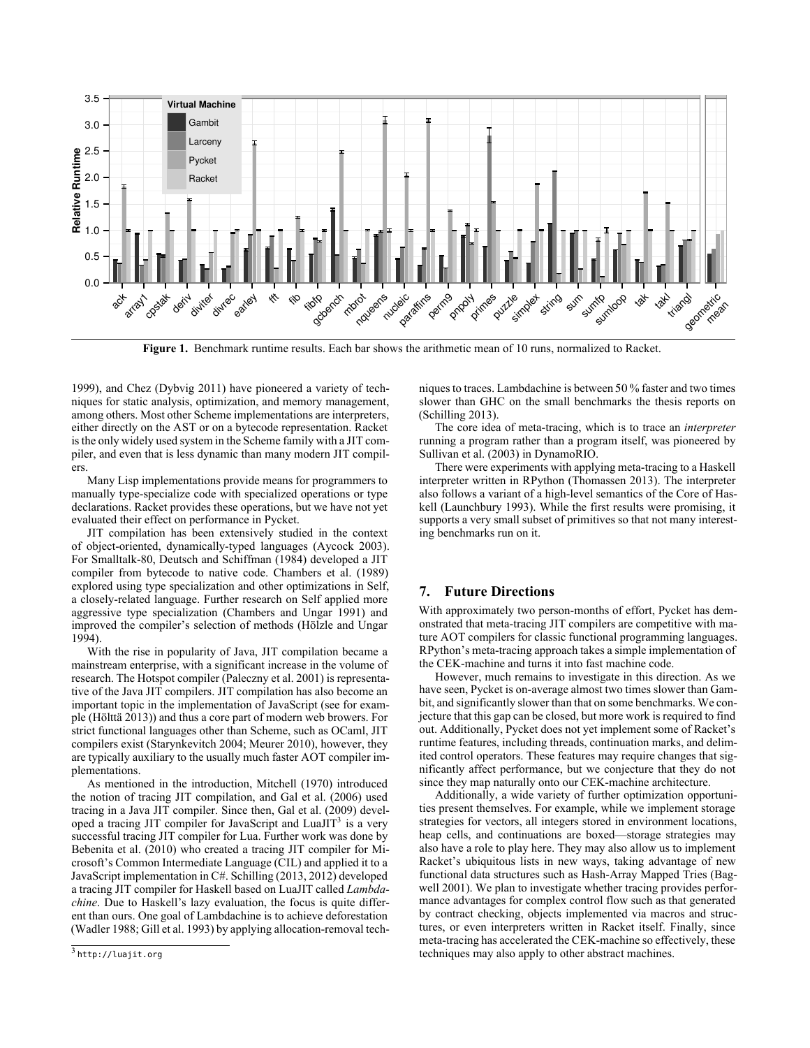**Figure 1.** Benchmark runtime results. Each bar shows the arithmetic mean of 10 runs, normalized to Racket.

1999), and Chez (Dybvig 2011) have pioneered a variety of techniques for static analysis, optimization, and memory management, among others. Most other Scheme implementations are interpreters, either directly on the AST or on a bytecode representation. Racket is the only widely used system in the Scheme family with a JIT compiler, and even that is less dynamic than many modern JIT compilers.

Many Lisp implementations provide means for programmers to manually type-specialize code with specialized operations or type declarations. Racket provides these operations, but we have not yet evaluated their effect on performance in Pycket.

JIT compilation has been extensively studied in the context of object-oriented, dynamically-typed languages (Aycock 2003). For Smalltalk-80, Deutsch and Schiffman (1984) developed a JIT compiler from bytecode to native code. Chambers et al. (1989) explored using type specialization and other optimizations in Self, a closely-related language. Further research on Self applied more aggressive type specialization (Chambers and Ungar 1991) and improved the compiler's selection of methods (Hölzle and Ungar 1994).

With the rise in popularity of Java, JIT compilation became a mainstream enterprise, with a significant increase in the volume of research. The Hotspot compiler (Paleczny et al. 2001) is representative of the Java JIT compilers. JIT compilation has also become an important topic in the implementation of JavaScript (see for example (Hölttä 2013)) and thus a core part of modern web browers. For strict functional languages other than Scheme, such as OCaml, JIT compilers exist (Starynkevitch 2004; Meurer 2010), however, they are typically auxiliary to the usually much faster AOT compiler implementations.

As mentioned in the introduction, Mitchell (1970) introduced the notion of tracing JIT compilation, and Gal et al. (2006) used tracing in a Java JIT compiler. Since then, Gal et al. (2009) developed a tracing JIT compiler for JavaScript and LuaJIT[3] is a very successful tracing JIT compiler for Lua. Further work was done by Bebenita et al. (2010) who created a tracing JIT compiler for Microsoft's Common Intermediate Language (CIL) and applied it to a JavaScript implementation in C#. Schilling (2013, 2012) developed a tracing JIT compiler for Haskell based on LuaJIT called *Lambdachine*. Due to Haskell's lazy evaluation, the focus is quite different than ours. One goal of Lambdachine is to achieve deforestation (Wadler 1988; Gill et al. 1993) by applying allocation-removal techniques to traces. Lambdachine is between 50 % faster and two times slower than GHC on the small benchmarks the thesis reports on (Schilling 2013).

The core idea of meta-tracing, which is to trace an *interpreter* running a program rather than a program itself, was pioneered by Sullivan et al. (2003) in DynamoRIO.

There were experiments with applying meta-tracing to a Haskell interpreter written in RPython (Thomassen 2013). The interpreter also follows a variant of a high-level semantics of the Core of Haskell (Launchbury 1993). While the first results were promising, it supports a very small subset of primitives so that not many interesting benchmarks run on it.

## 7. Future Directions

With approximately two person-months of effort, Pycket has demonstrated that meta-tracing JIT compilers are competitive with mature AOT compilers for classic functional programming languages. RPython's meta-tracing approach takes a simple implementation of the CEK-machine and turns it into fast machine code.

However, much remains to investigate in this direction. As we have seen, Pycket is on-average almost two times slower than Gambit, and significantly slower than that on some benchmarks. We conjecture that this gap can be closed, but more work is required to find out. Additionally, Pycket does not yet implement some of Racket's runtime features, including threads, continuation marks, and delimited control operators. These features may require changes that significantly affect performance, but we conjecture that they do not since they map naturally onto our CEK-machine architecture.

Additionally, a wide variety of further optimization opportunities present themselves. For example, while we implement storage strategies for vectors, all integers stored in environment locations, heap cells, and continuations are boxed—storage strategies may also have a role to play here. They may also allow us to implement Racket's ubiquitous lists in new ways, taking advantage of new functional data structures such as Hash-Array Mapped Tries (Bagwell 2001). We plan to investigate whether tracing provides performance advantages for complex control flow such as that generated by contract checking, objects implemented via macros and structures, or even interpreters written in Racket itself. Finally, since meta-tracing has accelerated the CEK-machine so effectively, these techniques may also apply to other abstract machines.

[3] `http://luajit.org`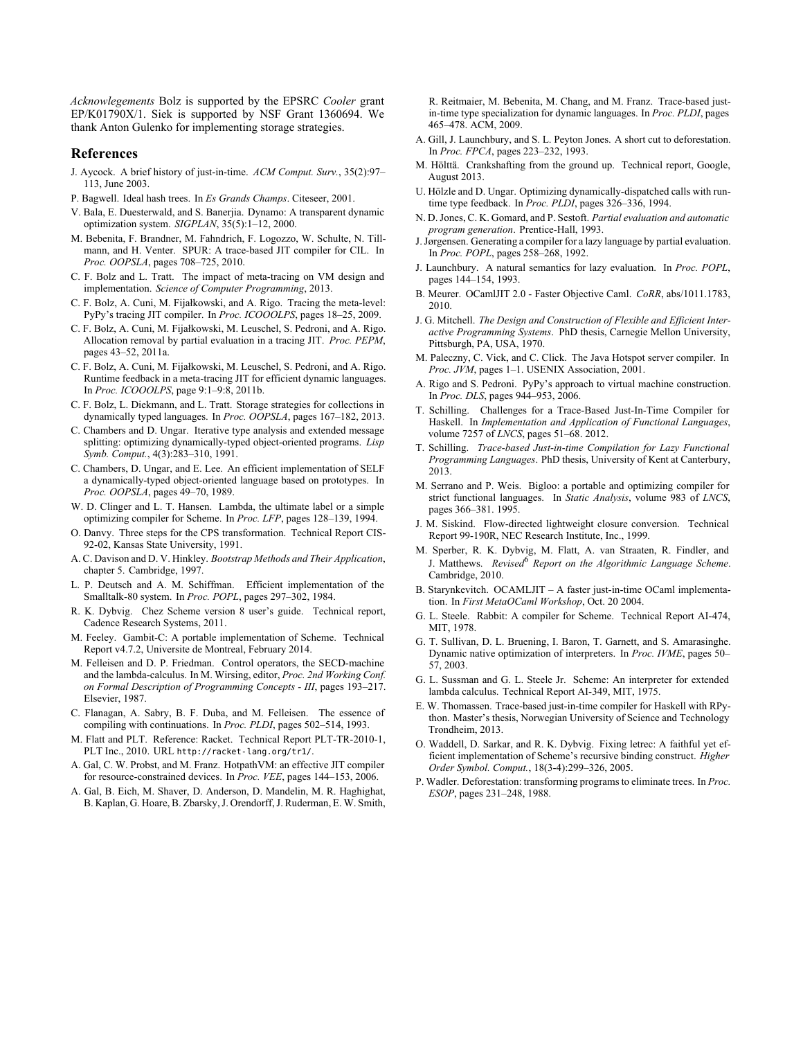*Acknowlegements* Bolz is supported by the EPSRC *Cooler* grant EP/K01790X/1. Siek is supported by NSF Grant 1360694. We thank Anton Gulenko for implementing storage strategies.

## References

J. Aycock. A brief history of just-in-time. *ACM Comput. Surv.*, 35(2):97–113, June 2003.

P. Bagwell. Ideal hash trees. In *Es Grands Champs*. Citeseer, 2001.

V. Bala, E. Duesterwald, and S. Banerjia. Dynamo: A transparent dynamic optimization system. *SIGPLAN*, 35(5):1–12, 2000.

M. Bebenita, F. Brandner, M. Fahndrich, F. Logozzo, W. Schulte, N. Tillmann, and H. Venter. SPUR: A trace-based JIT compiler for CIL. In *Proc. OOPSLA*, pages 708–725, 2010.

C. F. Bolz and L. Tratt. The impact of meta-tracing on VM design and implementation. *Science of Computer Programming*, 2013.

C. F. Bolz, A. Cuni, M. Fijałkowski, and A. Rigo. Tracing the meta-level: PyPy's tracing JIT compiler. In *Proc. ICOOOLPS*, pages 18–25, 2009.

C. F. Bolz, A. Cuni, M. Fijałkowski, M. Leuschel, S. Pedroni, and A. Rigo. Allocation removal by partial evaluation in a tracing JIT. *Proc. PEPM*, pages 43–52, 2011a.

C. F. Bolz, A. Cuni, M. Fijałkowski, M. Leuschel, S. Pedroni, and A. Rigo. Runtime feedback in a meta-tracing JIT for efficient dynamic languages. In *Proc. ICOOOLPS*, page 9:1–9:8, 2011b.

C. F. Bolz, L. Diekmann, and L. Tratt. Storage strategies for collections in dynamically typed languages. In *Proc. OOPSLA*, pages 167–182, 2013.

C. Chambers and D. Ungar. Iterative type analysis and extended message splitting: optimizing dynamically-typed object-oriented programs. *Lisp Symb. Comput.*, 4(3):283–310, 1991.

C. Chambers, D. Ungar, and E. Lee. An efficient implementation of SELF a dynamically-typed object-oriented language based on prototypes. In *Proc. OOPSLA*, pages 49–70, 1989.

W. D. Clinger and L. T. Hansen. Lambda, the ultimate label or a simple optimizing compiler for Scheme. In *Proc. LFP*, pages 128–139, 1994.

O. Danvy. Three steps for the CPS transformation. Technical Report CIS-92-02, Kansas State University, 1991.

A. C. Davison and D. V. Hinkley. *Bootstrap Methods and Their Application*, chapter 5. Cambridge, 1997.

L. P. Deutsch and A. M. Schiffman. Efficient implementation of the Smalltalk-80 system. In *Proc. POPL*, pages 297–302, 1984.

R. K. Dybvig. Chez Scheme version 8 user's guide. Technical report, Cadence Research Systems, 2011.

M. Feeley. Gambit-C: A portable implementation of Scheme. Technical Report v4.7.2, Universite de Montreal, February 2014.

M. Felleisen and D. P. Friedman. Control operators, the SECD-machine and the lambda-calculus. In M. Wirsing, editor, *Proc. 2nd Working Conf. on Formal Description of Programming Concepts - III*, pages 193–217. Elsevier, 1987.

C. Flanagan, A. Sabry, B. F. Duba, and M. Felleisen. The essence of compiling with continuations. In *Proc. PLDI*, pages 502–514, 1993.

M. Flatt and PLT. Reference: Racket. Technical Report PLT-TR-2010-1, PLT Inc., 2010. URL `http://racket-lang.org/tr1/`.

A. Gal, C. W. Probst, and M. Franz. HotpathVM: an effective JIT compiler for resource-constrained devices. In *Proc. VEE*, pages 144–153, 2006.

A. Gal, B. Eich, M. Shaver, D. Anderson, D. Mandelin, M. R. Haghighat, B. Kaplan, G. Hoare, B. Zbarsky, J. Orendorff, J. Ruderman, E. W. Smith, R. Reitmaier, M. Bebenita, M. Chang, and M. Franz. Trace-based just-in-time type specialization for dynamic languages. In *Proc. PLDI*, pages 465–478. ACM, 2009.

A. Gill, J. Launchbury, and S. L. Peyton Jones. A short cut to deforestation. In *Proc. FPCA*, pages 223–232, 1993.

M. Hölttä. Crankshafting from the ground up. Technical report, Google, August 2013.

U. Hölzle and D. Ungar. Optimizing dynamically-dispatched calls with run-time type feedback. In *Proc. PLDI*, pages 326–336, 1994.

N. D. Jones, C. K. Gomard, and P. Sestoft. *Partial evaluation and automatic program generation*. Prentice-Hall, 1993.

J. Jørgensen. Generating a compiler for a lazy language by partial evaluation. In *Proc. POPL*, pages 258–268, 1992.

J. Launchbury. A natural semantics for lazy evaluation. In *Proc. POPL*, pages 144–154, 1993.

B. Meurer. OCamlJIT 2.0 - Faster Objective Caml. *CoRR*, abs/1011.1783, 2010.

J. G. Mitchell. *The Design and Construction of Flexible and Efficient Interactive Programming Systems*. PhD thesis, Carnegie Mellon University, Pittsburgh, PA, USA, 1970.

M. Paleczny, C. Vick, and C. Click. The Java Hotspot server compiler. In *Proc. JVM*, pages 1–1. USENIX Association, 2001.

A. Rigo and S. Pedroni. PyPy's approach to virtual machine construction. In *Proc. DLS*, pages 944–953, 2006.

T. Schilling. Challenges for a Trace-Based Just-In-Time Compiler for Haskell. In *Implementation and Application of Functional Languages*, volume 7257 of *LNCS*, pages 51–68. 2012.

T. Schilling. *Trace-based Just-in-time Compilation for Lazy Functional Programming Languages*. PhD thesis, University of Kent at Canterbury, 2013.

M. Serrano and P. Weis. Bigloo: a portable and optimizing compiler for strict functional languages. In *Static Analysis*, volume 983 of *LNCS*, pages 366–381. 1995.

J. M. Siskind. Flow-directed lightweight closure conversion. Technical Report 99-190R, NEC Research Institute, Inc., 1999.

M. Sperber, R. K. Dybvig, M. Flatt, A. van Straaten, R. Findler, and J. Matthews. *Revised[6] Report on the Algorithmic Language Scheme*. Cambridge, 2010.

B. Starynkevitch. OCAMLJIT – A faster just-in-time OCaml implementation. In *First MetaOCaml Workshop*, Oct. 20 2004.

G. L. Steele. Rabbit: A compiler for Scheme. Technical Report AI-474, MIT, 1978.

G. T. Sullivan, D. L. Bruening, I. Baron, T. Garnett, and S. Amarasinghe. Dynamic native optimization of interpreters. In *Proc. IVME*, pages 50–57, 2003.

G. L. Sussman and G. L. Steele Jr. Scheme: An interpreter for extended lambda calculus. Technical Report AI-349, MIT, 1975.

E. W. Thomassen. Trace-based just-in-time compiler for Haskell with RPython. Master's thesis, Norwegian University of Science and Technology Trondheim, 2013.

O. Waddell, D. Sarkar, and R. K. Dybvig. Fixing letrec: A faithful yet efficient implementation of Scheme's recursive binding construct. *Higher Order Symbol. Comput.*, 18(3-4):299–326, 2005.

P. Wadler. Deforestation: transforming programs to eliminate trees. In *Proc. ESOP*, pages 231–248, 1988.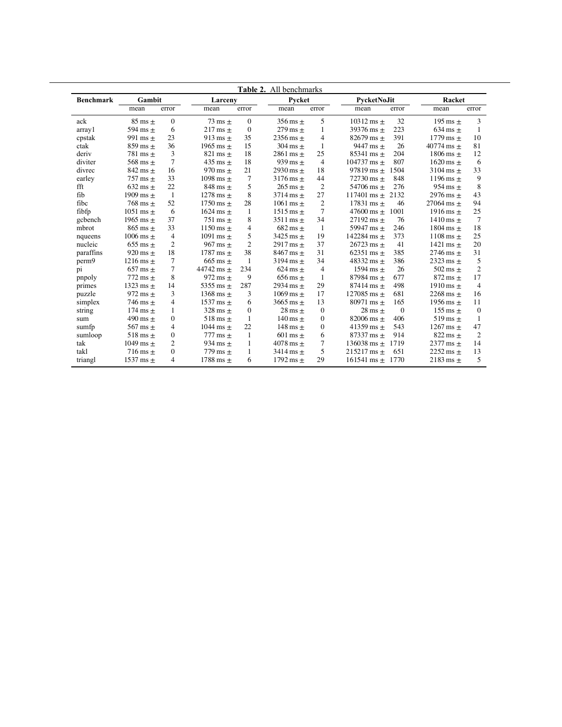**Table 2.** All benchmarks

| Benchmark | Gambit | | Larceny | | Pycket | | PycketNoJit | | Racket | |
|---|---|---|---|---|---|---|---|---|---|---|
| | mean | error | mean | error | mean | error | mean | error | mean | error |
| ack | 85 ms ± | 0 | 73 ms ± | 0 | 356 ms ± | 5 | 10312 ms ± | 32 | 195 ms ± | 3 |
| array1 | 594 ms ± | 6 | 217 ms ± | 0 | 279 ms ± | 1 | 39376 ms ± | 223 | 634 ms ± | 1 |
| cpstak | 991 ms ± | 23 | 913 ms ± | 35 | 2356 ms ± | 4 | 82679 ms ± | 391 | 1779 ms ± | 10 |
| ctak | 859 ms ± | 36 | 1965 ms ± | 15 | 304 ms ± | 1 | 9447 ms ± | 26 | 40774 ms ± | 81 |
| deriv | 781 ms ± | 3 | 821 ms ± | 18 | 2861 ms ± | 25 | 85341 ms ± | 204 | 1806 ms ± | 12 |
| diviter | 568 ms ± | 7 | 435 ms ± | 18 | 939 ms ± | 4 | 104737 ms ± | 807 | 1620 ms ± | 6 |
| divrec | 842 ms ± | 16 | 970 ms ± | 21 | 2930 ms ± | 18 | 97819 ms ± | 1504 | 3104 ms ± | 33 |
| earley | 757 ms ± | 33 | 1098 ms ± | 7 | 3176 ms ± | 44 | 72730 ms ± | 848 | 1196 ms ± | 9 |
| fft | 632 ms ± | 22 | 848 ms ± | 5 | 265 ms ± | 2 | 54706 ms ± | 276 | 954 ms ± | 8 |
| fib | 1909 ms ± | 1 | 1278 ms ± | 8 | 3714 ms ± | 27 | 117401 ms ± | 2132 | 2976 ms ± | 43 |
| fibc | 768 ms ± | 52 | 1750 ms ± | 28 | 1061 ms ± | 2 | 17831 ms ± | 46 | 27064 ms ± | 94 |
| fibfp | 1051 ms ± | 6 | 1624 ms ± | 1 | 1515 ms ± | 7 | 47600 ms ± | 1001 | 1916 ms ± | 25 |
| gcbench | 1965 ms ± | 37 | 751 ms ± | 8 | 3511 ms ± | 34 | 27192 ms ± | 76 | 1410 ms ± | 7 |
| mbrot | 865 ms ± | 33 | 1150 ms ± | 4 | 682 ms ± | 1 | 59947 ms ± | 246 | 1804 ms ± | 18 |
| nqueens | 1006 ms ± | 4 | 1091 ms ± | 5 | 3425 ms ± | 19 | 142284 ms ± | 373 | 1108 ms ± | 25 |
| nucleic | 655 ms ± | 2 | 967 ms ± | 2 | 2917 ms ± | 37 | 26723 ms ± | 41 | 1421 ms ± | 20 |
| paraffins | 920 ms ± | 18 | 1787 ms ± | 38 | 8467 ms ± | 31 | 62351 ms ± | 385 | 2746 ms ± | 31 |
| perm9 | 1216 ms ± | 7 | 665 ms ± | 1 | 3194 ms ± | 34 | 48332 ms ± | 386 | 2323 ms ± | 5 |
| pi | 657 ms ± | 7 | 44742 ms ± | 234 | 624 ms ± | 4 | 1594 ms ± | 26 | 502 ms ± | 2 |
| pnpoly | 772 ms ± | 8 | 972 ms ± | 9 | 656 ms ± | 1 | 87984 ms ± | 677 | 872 ms ± | 17 |
| primes | 1323 ms ± | 14 | 5355 ms ± | 287 | 2934 ms ± | 29 | 87414 ms ± | 498 | 1910 ms ± | 4 |
| puzzle | 972 ms ± | 3 | 1368 ms ± | 3 | 1069 ms ± | 17 | 127085 ms ± | 681 | 2268 ms ± | 16 |
| simplex | 746 ms ± | 4 | 1537 ms ± | 6 | 3665 ms ± | 13 | 80971 ms ± | 165 | 1956 ms ± | 11 |
| string | 174 ms ± | 1 | 328 ms ± | 0 | 28 ms ± | 0 | 28 ms ± | 0 | 155 ms ± | 0 |
| sum | 490 ms ± | 0 | 518 ms ± | 1 | 140 ms ± | 0 | 82006 ms ± | 406 | 519 ms ± | 1 |
| sumfp | 567 ms ± | 4 | 1044 ms ± | 22 | 148 ms ± | 0 | 41359 ms ± | 543 | 1267 ms ± | 47 |
| sumloop | 518 ms ± | 0 | 777 ms ± | 1 | 601 ms ± | 6 | 87337 ms ± | 914 | 822 ms ± | 2 |
| tak | 1049 ms ± | 2 | 934 ms ± | 1 | 4078 ms ± | 7 | 136038 ms ± | 1719 | 2377 ms ± | 14 |
| takl | 716 ms ± | 0 | 779 ms ± | 1 | 3414 ms ± | 5 | 215217 ms ± | 651 | 2252 ms ± | 13 |
| triangl | 1537 ms ± | 4 | 1788 ms ± | 6 | 1792 ms ± | 29 | 161541 ms ± | 1770 | 2183 ms ± | 5 |